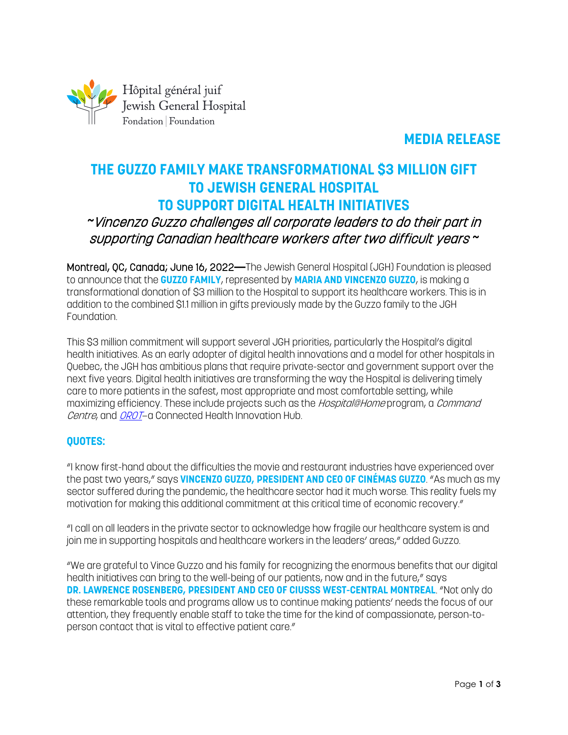Hôpital général juif
Jewish General Hospital
Fondation | Foundation

**MEDIA RELEASE**

# THE GUZZO FAMILY MAKE TRANSFORMATIONAL $3 MILLION GIFT TO JEWISH GENERAL HOSPITAL TO SUPPORT DIGITAL HEALTH INITIATIVES

*~Vincenzo Guzzo challenges all corporate leaders to do their part in supporting Canadian healthcare workers after two difficult years ~*

**Montreal, QC, Canada; June 16, 2022—**The Jewish General Hospital (JGH) Foundation is pleased to announce that the **GUZZO FAMILY**, represented by **MARIA AND VINCENZO GUZZO**, is making a transformational donation of $3 million to the Hospital to support its healthcare workers. This is in addition to the combined $1.1 million in gifts previously made by the Guzzo family to the JGH Foundation.

This $3 million commitment will support several JGH priorities, particularly the Hospital's digital health initiatives. As an early adopter of digital health innovations and a model for other hospitals in Quebec, the JGH has ambitious plans that require private-sector and government support over the next five years. Digital health initiatives are transforming the way the Hospital is delivering timely care to more patients in the safest, most appropriate and most comfortable setting, while maximizing efficiency. These include projects such as the *Hospital@Home* program, a *Command Centre*, and *OROT*–a Connected Health Innovation Hub.

## QUOTES:

"I know first-hand about the difficulties the movie and restaurant industries have experienced over the past two years," says **VINCENZO GUZZO, PRESIDENT AND CEO OF CINÉMAS GUZZO**. "As much as my sector suffered during the pandemic, the healthcare sector had it much worse. This reality fuels my motivation for making this additional commitment at this critical time of economic recovery."

"I call on all leaders in the private sector to acknowledge how fragile our healthcare system is and join me in supporting hospitals and healthcare workers in the leaders' areas," added Guzzo.

"We are grateful to Vince Guzzo and his family for recognizing the enormous benefits that our digital health initiatives can bring to the well-being of our patients, now and in the future," says **DR. LAWRENCE ROSENBERG, PRESIDENT AND CEO OF CIUSSS WEST-CENTRAL MONTREAL**. "Not only do these remarkable tools and programs allow us to continue making patients' needs the focus of our attention, they frequently enable staff to take the time for the kind of compassionate, person-to-person contact that is vital to effective patient care."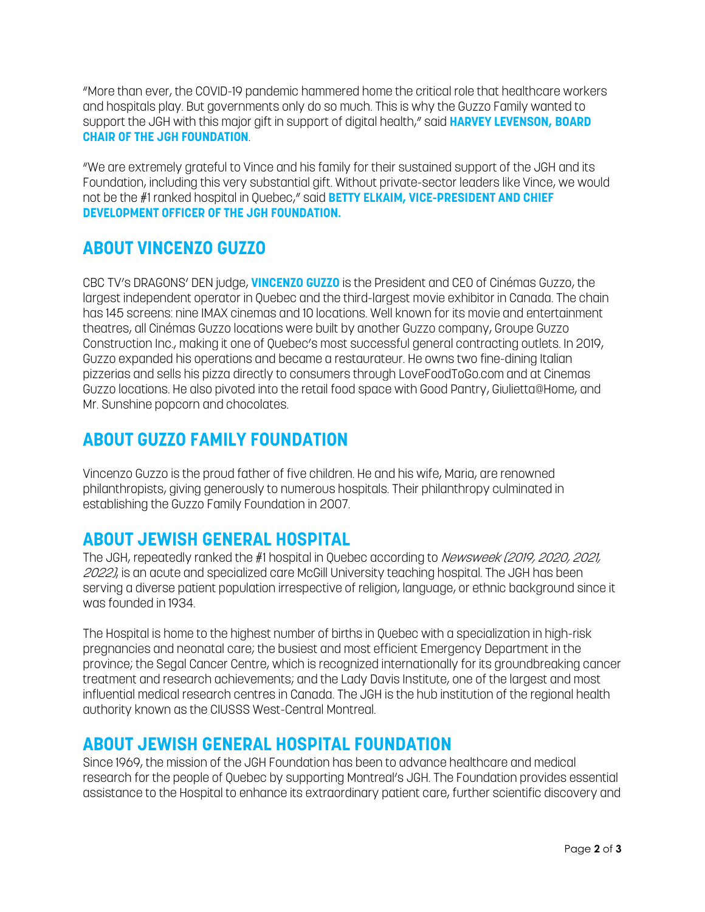"More than ever, the COVID-19 pandemic hammered home the critical role that healthcare workers and hospitals play. But governments only do so much. This is why the Guzzo Family wanted to support the JGH with this major gift in support of digital health," said **HARVEY LEVENSON, BOARD CHAIR OF THE JGH FOUNDATION**.

"We are extremely grateful to Vince and his family for their sustained support of the JGH and its Foundation, including this very substantial gift. Without private-sector leaders like Vince, we would not be the #1 ranked hospital in Quebec," said **BETTY ELKAIM, VICE-PRESIDENT AND CHIEF DEVELOPMENT OFFICER OF THE JGH FOUNDATION.**

## ABOUT VINCENZO GUZZO

CBC TV's DRAGONS' DEN judge, **VINCENZO GUZZO** is the President and CEO of Cinémas Guzzo, the largest independent operator in Quebec and the third-largest movie exhibitor in Canada. The chain has 145 screens: nine IMAX cinemas and 10 locations. Well known for its movie and entertainment theatres, all Cinémas Guzzo locations were built by another Guzzo company, Groupe Guzzo Construction Inc., making it one of Quebec's most successful general contracting outlets. In 2019, Guzzo expanded his operations and became a restaurateur. He owns two fine-dining Italian pizzerias and sells his pizza directly to consumers through LoveFoodToGo.com and at Cinemas Guzzo locations. He also pivoted into the retail food space with Good Pantry, Giulietta@Home, and Mr. Sunshine popcorn and chocolates.

## ABOUT GUZZO FAMILY FOUNDATION

Vincenzo Guzzo is the proud father of five children. He and his wife, Maria, are renowned philanthropists, giving generously to numerous hospitals. Their philanthropy culminated in establishing the Guzzo Family Foundation in 2007.

## ABOUT JEWISH GENERAL HOSPITAL

The JGH, repeatedly ranked the #1 hospital in Quebec according to *Newsweek (2019, 2020, 2021, 2022)*, is an acute and specialized care McGill University teaching hospital. The JGH has been serving a diverse patient population irrespective of religion, language, or ethnic background since it was founded in 1934.

The Hospital is home to the highest number of births in Quebec with a specialization in high-risk pregnancies and neonatal care; the busiest and most efficient Emergency Department in the province; the Segal Cancer Centre, which is recognized internationally for its groundbreaking cancer treatment and research achievements; and the Lady Davis Institute, one of the largest and most influential medical research centres in Canada. The JGH is the hub institution of the regional health authority known as the CIUSSS West-Central Montreal.

## ABOUT JEWISH GENERAL HOSPITAL FOUNDATION

Since 1969, the mission of the JGH Foundation has been to advance healthcare and medical research for the people of Quebec by supporting Montreal's JGH. The Foundation provides essential assistance to the Hospital to enhance its extraordinary patient care, further scientific discovery and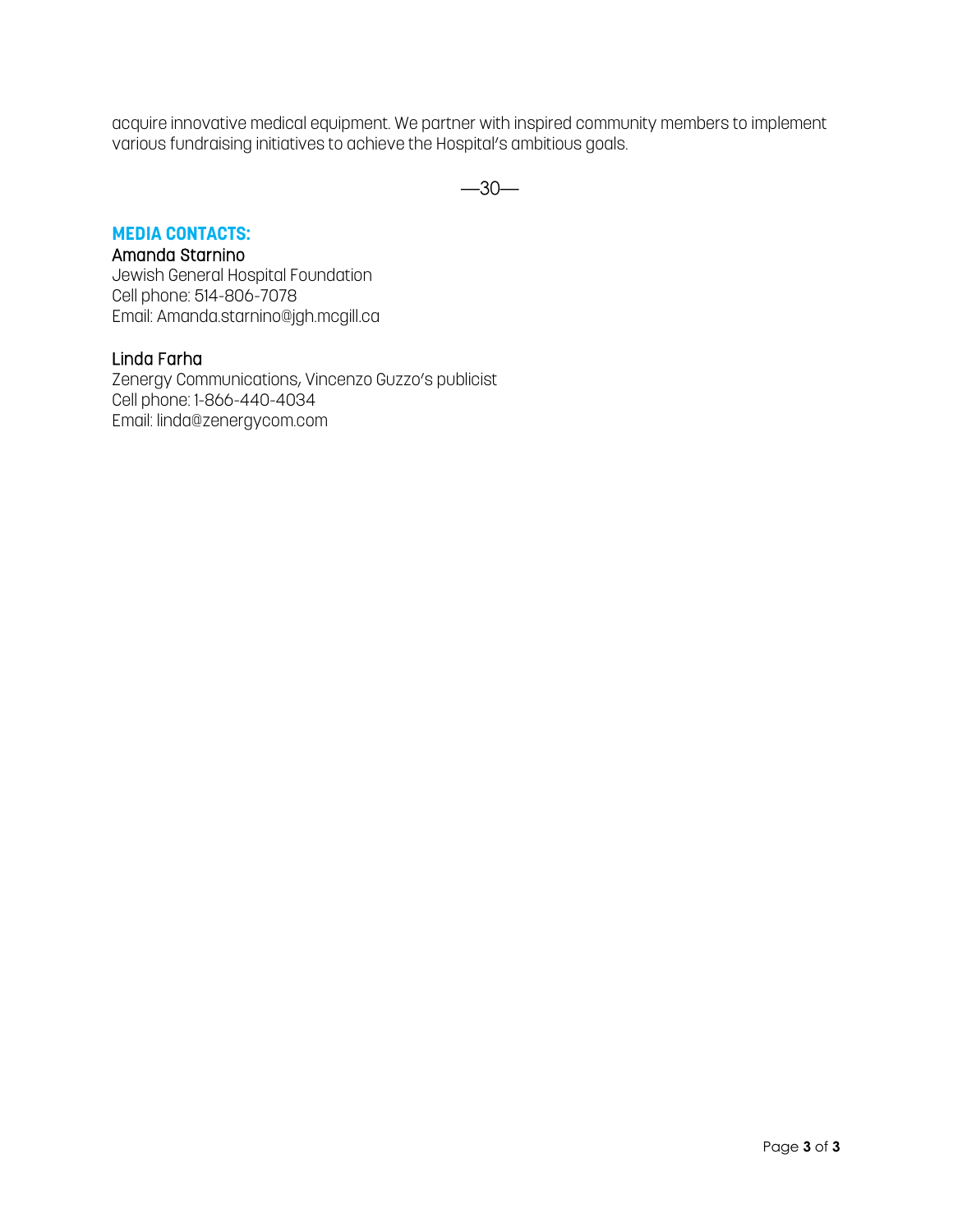acquire innovative medical equipment. We partner with inspired community members to implement various fundraising initiatives to achieve the Hospital's ambitious goals.

—30—

### MEDIA CONTACTS:

**Amanda Starnino**
Jewish General Hospital Foundation
Cell phone: 514-806-7078
Email: Amanda.starnino@jgh.mcgill.ca

**Linda Farha**
Zenergy Communications, Vincenzo Guzzo's publicist
Cell phone: 1-866-440-4034
Email: linda@zenergycom.com